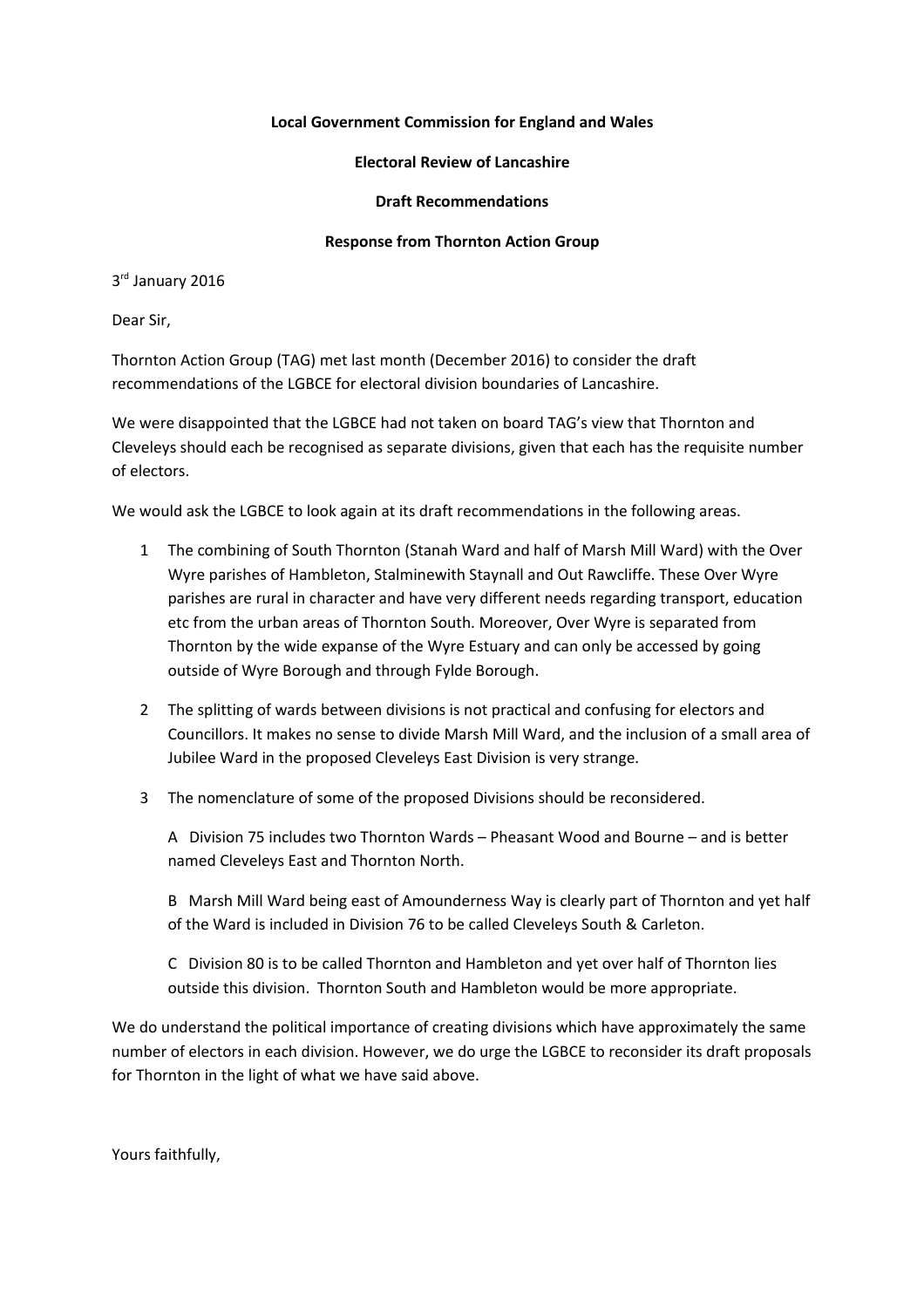**Local Government Commission for England and Wales**

**Electoral Review of Lancashire**

**Draft Recommendations**

**Response from Thornton Action Group**

3rd January 2016

Dear Sir,

Thornton Action Group (TAG) met last month (December 2016) to consider the draft recommendations of the LGBCE for electoral division boundaries of Lancashire.

We were disappointed that the LGBCE had not taken on board TAG's view that Thornton and Cleveleys should each be recognised as separate divisions, given that each has the requisite number of electors.

We would ask the LGBCE to look again at its draft recommendations in the following areas.

1 The combining of South Thornton (Stanah Ward and half of Marsh Mill Ward) with the Over Wyre parishes of Hambleton, Stalminewith Staynall and Out Rawcliffe. These Over Wyre parishes are rural in character and have very different needs regarding transport, education etc from the urban areas of Thornton South. Moreover, Over Wyre is separated from Thornton by the wide expanse of the Wyre Estuary and can only be accessed by going outside of Wyre Borough and through Fylde Borough.

2 The splitting of wards between divisions is not practical and confusing for electors and Councillors. It makes no sense to divide Marsh Mill Ward, and the inclusion of a small area of Jubilee Ward in the proposed Cleveleys East Division is very strange.

3 The nomenclature of some of the proposed Divisions should be reconsidered.

A Division 75 includes two Thornton Wards – Pheasant Wood and Bourne – and is better named Cleveleys East and Thornton North.

B Marsh Mill Ward being east of Amounderness Way is clearly part of Thornton and yet half of the Ward is included in Division 76 to be called Cleveleys South & Carleton.

C Division 80 is to be called Thornton and Hambleton and yet over half of Thornton lies outside this division. Thornton South and Hambleton would be more appropriate.

We do understand the political importance of creating divisions which have approximately the same number of electors in each division. However, we do urge the LGBCE to reconsider its draft proposals for Thornton in the light of what we have said above.

Yours faithfully,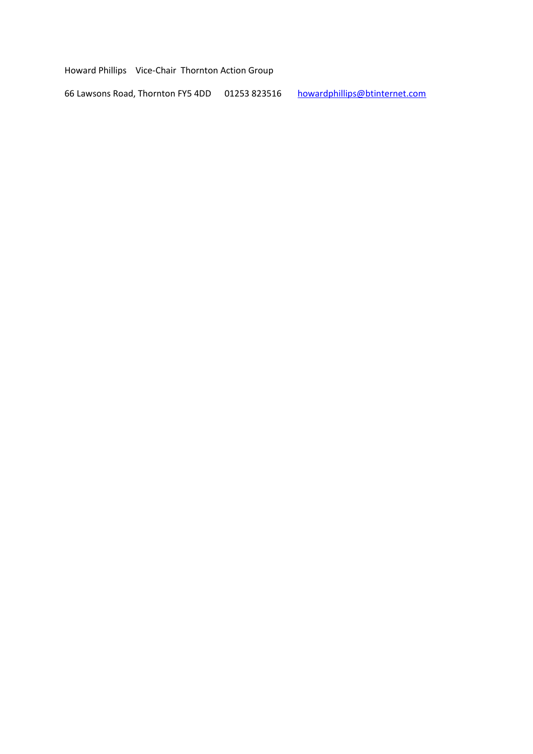Howard Phillips Vice-Chair Thornton Action Group

66 Lawsons Road, Thornton FY5 4DD 01253 823516 howardphillips@btinternet.com